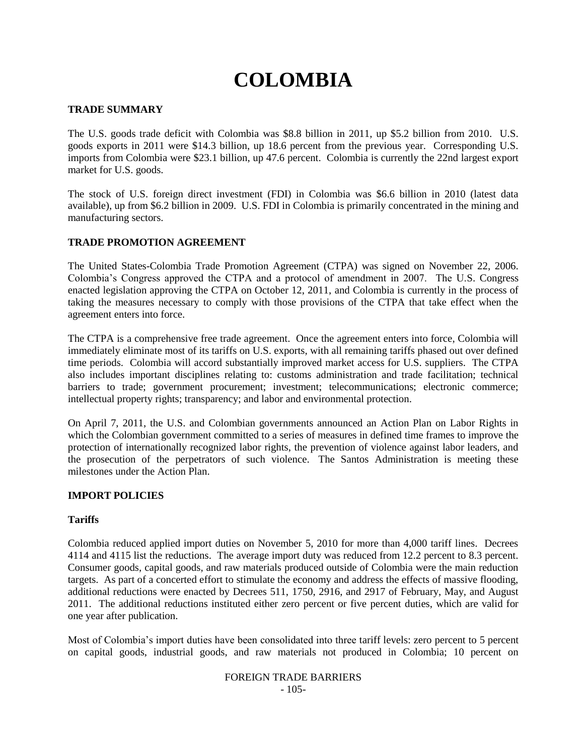# COLOMBIA

## TRADE SUMMARY

The U.S. goods trade deficit with Colombia was $8.8 billion in 2011, up $5.2 billion from 2010. U.S. goods exports in 2011 were $14.3 billion, up 18.6 percent from the previous year. Corresponding U.S. imports from Colombia were $23.1 billion, up 47.6 percent. Colombia is currently the 22nd largest export market for U.S. goods.

The stock of U.S. foreign direct investment (FDI) in Colombia was $6.6 billion in 2010 (latest data available), up from $6.2 billion in 2009. U.S. FDI in Colombia is primarily concentrated in the mining and manufacturing sectors.

## TRADE PROMOTION AGREEMENT

The United States-Colombia Trade Promotion Agreement (CTPA) was signed on November 22, 2006. Colombia's Congress approved the CTPA and a protocol of amendment in 2007. The U.S. Congress enacted legislation approving the CTPA on October 12, 2011, and Colombia is currently in the process of taking the measures necessary to comply with those provisions of the CTPA that take effect when the agreement enters into force.

The CTPA is a comprehensive free trade agreement. Once the agreement enters into force, Colombia will immediately eliminate most of its tariffs on U.S. exports, with all remaining tariffs phased out over defined time periods. Colombia will accord substantially improved market access for U.S. suppliers. The CTPA also includes important disciplines relating to: customs administration and trade facilitation; technical barriers to trade; government procurement; investment; telecommunications; electronic commerce; intellectual property rights; transparency; and labor and environmental protection.

On April 7, 2011, the U.S. and Colombian governments announced an Action Plan on Labor Rights in which the Colombian government committed to a series of measures in defined time frames to improve the protection of internationally recognized labor rights, the prevention of violence against labor leaders, and the prosecution of the perpetrators of such violence. The Santos Administration is meeting these milestones under the Action Plan.

## IMPORT POLICIES

### Tariffs

Colombia reduced applied import duties on November 5, 2010 for more than 4,000 tariff lines. Decrees 4114 and 4115 list the reductions. The average import duty was reduced from 12.2 percent to 8.3 percent. Consumer goods, capital goods, and raw materials produced outside of Colombia were the main reduction targets. As part of a concerted effort to stimulate the economy and address the effects of massive flooding, additional reductions were enacted by Decrees 511, 1750, 2916, and 2917 of February, May, and August 2011. The additional reductions instituted either zero percent or five percent duties, which are valid for one year after publication.

Most of Colombia's import duties have been consolidated into three tariff levels: zero percent to 5 percent on capital goods, industrial goods, and raw materials not produced in Colombia; 10 percent on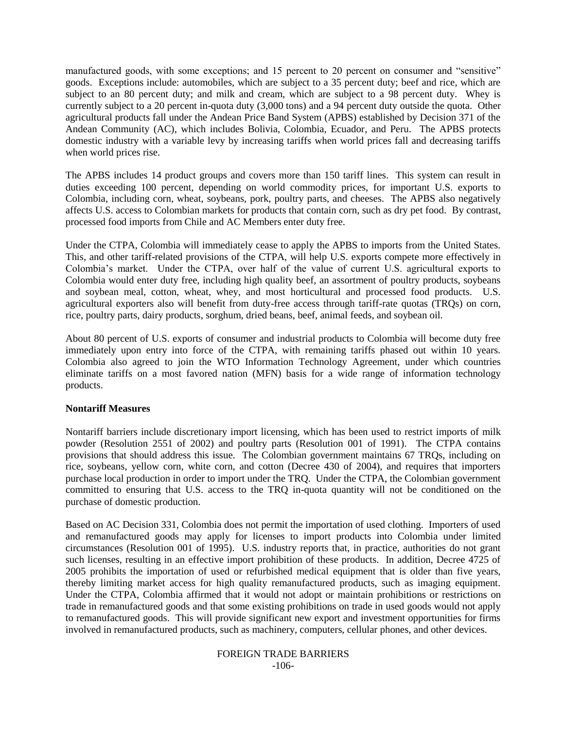manufactured goods, with some exceptions; and 15 percent to 20 percent on consumer and "sensitive" goods. Exceptions include: automobiles, which are subject to a 35 percent duty; beef and rice, which are subject to an 80 percent duty; and milk and cream, which are subject to a 98 percent duty. Whey is currently subject to a 20 percent in-quota duty (3,000 tons) and a 94 percent duty outside the quota. Other agricultural products fall under the Andean Price Band System (APBS) established by Decision 371 of the Andean Community (AC), which includes Bolivia, Colombia, Ecuador, and Peru. The APBS protects domestic industry with a variable levy by increasing tariffs when world prices fall and decreasing tariffs when world prices rise.

The APBS includes 14 product groups and covers more than 150 tariff lines. This system can result in duties exceeding 100 percent, depending on world commodity prices, for important U.S. exports to Colombia, including corn, wheat, soybeans, pork, poultry parts, and cheeses. The APBS also negatively affects U.S. access to Colombian markets for products that contain corn, such as dry pet food. By contrast, processed food imports from Chile and AC Members enter duty free.

Under the CTPA, Colombia will immediately cease to apply the APBS to imports from the United States. This, and other tariff-related provisions of the CTPA, will help U.S. exports compete more effectively in Colombia's market. Under the CTPA, over half of the value of current U.S. agricultural exports to Colombia would enter duty free, including high quality beef, an assortment of poultry products, soybeans and soybean meal, cotton, wheat, whey, and most horticultural and processed food products. U.S. agricultural exporters also will benefit from duty-free access through tariff-rate quotas (TRQs) on corn, rice, poultry parts, dairy products, sorghum, dried beans, beef, animal feeds, and soybean oil.

About 80 percent of U.S. exports of consumer and industrial products to Colombia will become duty free immediately upon entry into force of the CTPA, with remaining tariffs phased out within 10 years. Colombia also agreed to join the WTO Information Technology Agreement, under which countries eliminate tariffs on a most favored nation (MFN) basis for a wide range of information technology products.

**Nontariff Measures**

Nontariff barriers include discretionary import licensing, which has been used to restrict imports of milk powder (Resolution 2551 of 2002) and poultry parts (Resolution 001 of 1991). The CTPA contains provisions that should address this issue. The Colombian government maintains 67 TRQs, including on rice, soybeans, yellow corn, white corn, and cotton (Decree 430 of 2004), and requires that importers purchase local production in order to import under the TRQ. Under the CTPA, the Colombian government committed to ensuring that U.S. access to the TRQ in-quota quantity will not be conditioned on the purchase of domestic production.

Based on AC Decision 331, Colombia does not permit the importation of used clothing. Importers of used and remanufactured goods may apply for licenses to import products into Colombia under limited circumstances (Resolution 001 of 1995). U.S. industry reports that, in practice, authorities do not grant such licenses, resulting in an effective import prohibition of these products. In addition, Decree 4725 of 2005 prohibits the importation of used or refurbished medical equipment that is older than five years, thereby limiting market access for high quality remanufactured products, such as imaging equipment. Under the CTPA, Colombia affirmed that it would not adopt or maintain prohibitions or restrictions on trade in remanufactured goods and that some existing prohibitions on trade in used goods would not apply to remanufactured goods. This will provide significant new export and investment opportunities for firms involved in remanufactured products, such as machinery, computers, cellular phones, and other devices.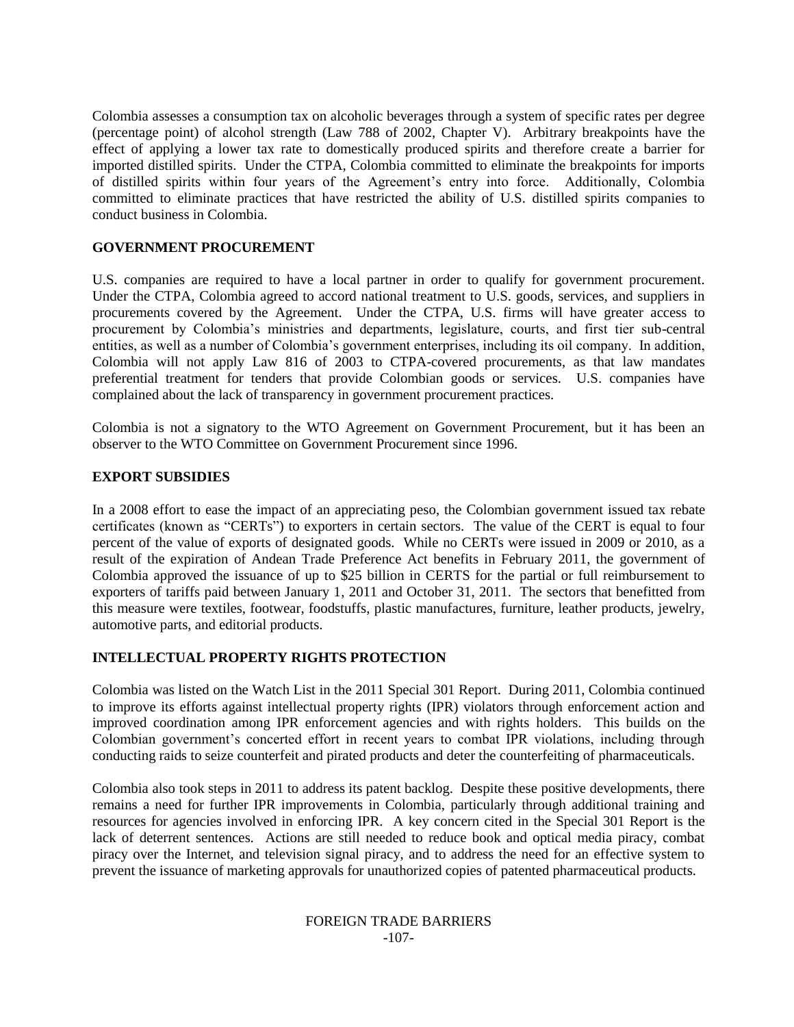Colombia assesses a consumption tax on alcoholic beverages through a system of specific rates per degree (percentage point) of alcohol strength (Law 788 of 2002, Chapter V). Arbitrary breakpoints have the effect of applying a lower tax rate to domestically produced spirits and therefore create a barrier for imported distilled spirits. Under the CTPA, Colombia committed to eliminate the breakpoints for imports of distilled spirits within four years of the Agreement's entry into force. Additionally, Colombia committed to eliminate practices that have restricted the ability of U.S. distilled spirits companies to conduct business in Colombia.

## GOVERNMENT PROCUREMENT

U.S. companies are required to have a local partner in order to qualify for government procurement. Under the CTPA, Colombia agreed to accord national treatment to U.S. goods, services, and suppliers in procurements covered by the Agreement. Under the CTPA, U.S. firms will have greater access to procurement by Colombia's ministries and departments, legislature, courts, and first tier sub-central entities, as well as a number of Colombia's government enterprises, including its oil company. In addition, Colombia will not apply Law 816 of 2003 to CTPA-covered procurements, as that law mandates preferential treatment for tenders that provide Colombian goods or services. U.S. companies have complained about the lack of transparency in government procurement practices.

Colombia is not a signatory to the WTO Agreement on Government Procurement, but it has been an observer to the WTO Committee on Government Procurement since 1996.

## EXPORT SUBSIDIES

In a 2008 effort to ease the impact of an appreciating peso, the Colombian government issued tax rebate certificates (known as "CERTs") to exporters in certain sectors. The value of the CERT is equal to four percent of the value of exports of designated goods. While no CERTs were issued in 2009 or 2010, as a result of the expiration of Andean Trade Preference Act benefits in February 2011, the government of Colombia approved the issuance of up to $25 billion in CERTS for the partial or full reimbursement to exporters of tariffs paid between January 1, 2011 and October 31, 2011. The sectors that benefitted from this measure were textiles, footwear, foodstuffs, plastic manufactures, furniture, leather products, jewelry, automotive parts, and editorial products.

## INTELLECTUAL PROPERTY RIGHTS PROTECTION

Colombia was listed on the Watch List in the 2011 Special 301 Report. During 2011, Colombia continued to improve its efforts against intellectual property rights (IPR) violators through enforcement action and improved coordination among IPR enforcement agencies and with rights holders. This builds on the Colombian government's concerted effort in recent years to combat IPR violations, including through conducting raids to seize counterfeit and pirated products and deter the counterfeiting of pharmaceuticals.

Colombia also took steps in 2011 to address its patent backlog. Despite these positive developments, there remains a need for further IPR improvements in Colombia, particularly through additional training and resources for agencies involved in enforcing IPR. A key concern cited in the Special 301 Report is the lack of deterrent sentences. Actions are still needed to reduce book and optical media piracy, combat piracy over the Internet, and television signal piracy, and to address the need for an effective system to prevent the issuance of marketing approvals for unauthorized copies of patented pharmaceutical products.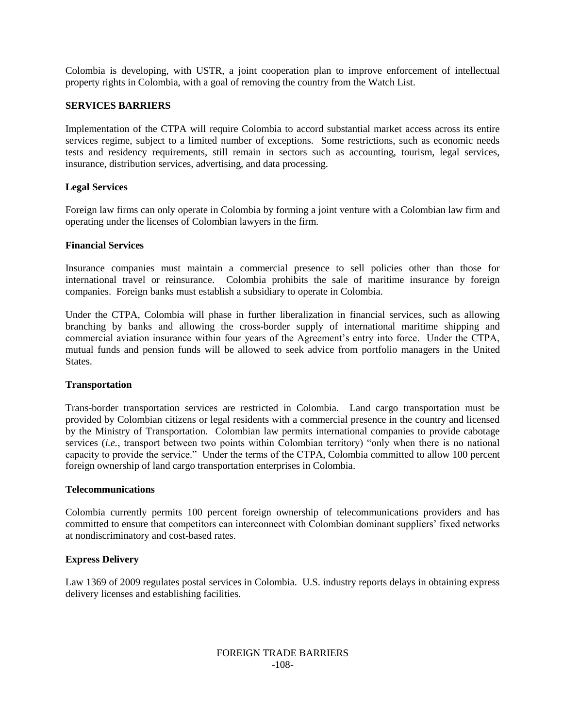Colombia is developing, with USTR, a joint cooperation plan to improve enforcement of intellectual property rights in Colombia, with a goal of removing the country from the Watch List.

## SERVICES BARRIERS

Implementation of the CTPA will require Colombia to accord substantial market access across its entire services regime, subject to a limited number of exceptions. Some restrictions, such as economic needs tests and residency requirements, still remain in sectors such as accounting, tourism, legal services, insurance, distribution services, advertising, and data processing.

### Legal Services

Foreign law firms can only operate in Colombia by forming a joint venture with a Colombian law firm and operating under the licenses of Colombian lawyers in the firm.

### Financial Services

Insurance companies must maintain a commercial presence to sell policies other than those for international travel or reinsurance. Colombia prohibits the sale of maritime insurance by foreign companies. Foreign banks must establish a subsidiary to operate in Colombia.

Under the CTPA, Colombia will phase in further liberalization in financial services, such as allowing branching by banks and allowing the cross-border supply of international maritime shipping and commercial aviation insurance within four years of the Agreement's entry into force. Under the CTPA, mutual funds and pension funds will be allowed to seek advice from portfolio managers in the United States.

### Transportation

Trans-border transportation services are restricted in Colombia. Land cargo transportation must be provided by Colombian citizens or legal residents with a commercial presence in the country and licensed by the Ministry of Transportation. Colombian law permits international companies to provide cabotage services (*i.e.*, transport between two points within Colombian territory) "only when there is no national capacity to provide the service." Under the terms of the CTPA, Colombia committed to allow 100 percent foreign ownership of land cargo transportation enterprises in Colombia.

### Telecommunications

Colombia currently permits 100 percent foreign ownership of telecommunications providers and has committed to ensure that competitors can interconnect with Colombian dominant suppliers' fixed networks at nondiscriminatory and cost-based rates.

### Express Delivery

Law 1369 of 2009 regulates postal services in Colombia. U.S. industry reports delays in obtaining express delivery licenses and establishing facilities.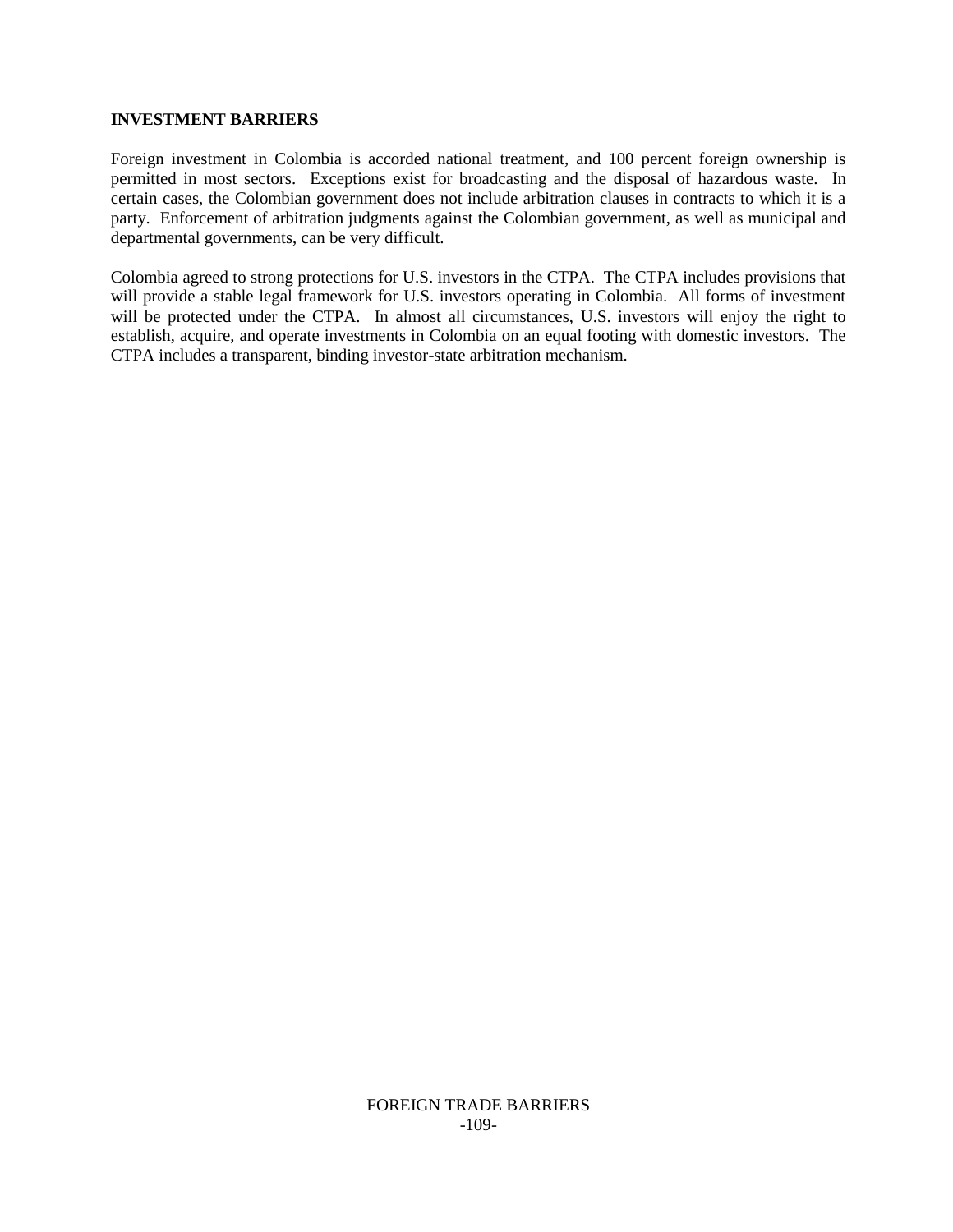## INVESTMENT BARRIERS

Foreign investment in Colombia is accorded national treatment, and 100 percent foreign ownership is permitted in most sectors. Exceptions exist for broadcasting and the disposal of hazardous waste. In certain cases, the Colombian government does not include arbitration clauses in contracts to which it is a party. Enforcement of arbitration judgments against the Colombian government, as well as municipal and departmental governments, can be very difficult.

Colombia agreed to strong protections for U.S. investors in the CTPA. The CTPA includes provisions that will provide a stable legal framework for U.S. investors operating in Colombia. All forms of investment will be protected under the CTPA. In almost all circumstances, U.S. investors will enjoy the right to establish, acquire, and operate investments in Colombia on an equal footing with domestic investors. The CTPA includes a transparent, binding investor-state arbitration mechanism.